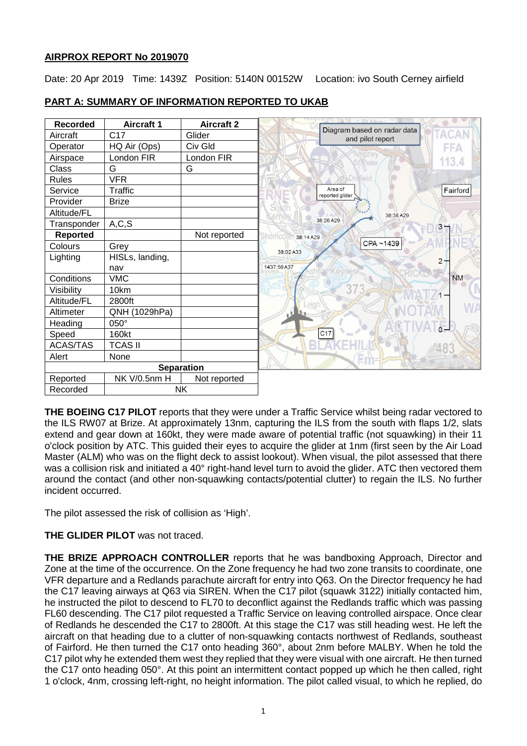**AIRPROX REPORT No 2019070**

Date: 20 Apr 2019 Time: 1439Z Position: 5140N 00152W Location: ivo South Cerney airfield

## PART A: SUMMARY OF INFORMATION REPORTED TO UKAB

| Recorded | Aircraft 1 | Aircraft 2 |
|---|---|---|
| Aircraft | C17 | Glider |
| Operator | HQ Air (Ops) | Civ Gld |
| Airspace | London FIR | London FIR |
| Class | G | G |
| Rules | VFR | |
| Service | Traffic | |
| Provider | Brize | |
| Altitude/FL | | |
| Transponder | A,C,S | |
| **Reported** | | Not reported |
| Colours | Grey | |
| Lighting | HISLs, landing, nav | |
| Conditions | VMC | |
| Visibility | 10km | |
| Altitude/FL | 2800ft | |
| Altimeter | QNH (1029hPa) | |
| Heading | 050° | |
| Speed | 160kt | |
| ACAS/TAS | TCAS II | |
| Alert | None | |
| **Separation** | | |
| Reported | NK V/0.5nm H | Not reported |
| Recorded | NK | |

Diagram based on radar data and pilot report

**THE BOEING C17 PILOT** reports that they were under a Traffic Service whilst being radar vectored to the ILS RW07 at Brize. At approximately 13nm, capturing the ILS from the south with flaps 1/2, slats extend and gear down at 160kt, they were made aware of potential traffic (not squawking) in their 11 o'clock position by ATC. This guided their eyes to acquire the glider at 1nm (first seen by the Air Load Master (ALM) who was on the flight deck to assist lookout). When visual, the pilot assessed that there was a collision risk and initiated a 40° right-hand level turn to avoid the glider. ATC then vectored them around the contact (and other non-squawking contacts/potential clutter) to regain the ILS. No further incident occurred.

The pilot assessed the risk of collision as 'High'.

**THE GLIDER PILOT** was not traced.

**THE BRIZE APPROACH CONTROLLER** reports that he was bandboxing Approach, Director and Zone at the time of the occurrence. On the Zone frequency he had two zone transits to coordinate, one VFR departure and a Redlands parachute aircraft for entry into Q63. On the Director frequency he had the C17 leaving airways at Q63 via SIREN. When the C17 pilot (squawk 3122) initially contacted him, he instructed the pilot to descend to FL70 to deconflict against the Redlands traffic which was passing FL60 descending. The C17 pilot requested a Traffic Service on leaving controlled airspace. Once clear of Redlands he descended the C17 to 2800ft. At this stage the C17 was still heading west. He left the aircraft on that heading due to a clutter of non-squawking contacts northwest of Redlands, southeast of Fairford. He then turned the C17 onto heading 360°, about 2nm before MALBY. When he told the C17 pilot why he extended them west they replied that they were visual with one aircraft. He then turned the C17 onto heading 050°. At this point an intermittent contact popped up which he then called, right 1 o'clock, 4nm, crossing left-right, no height information. The pilot called visual, to which he replied, do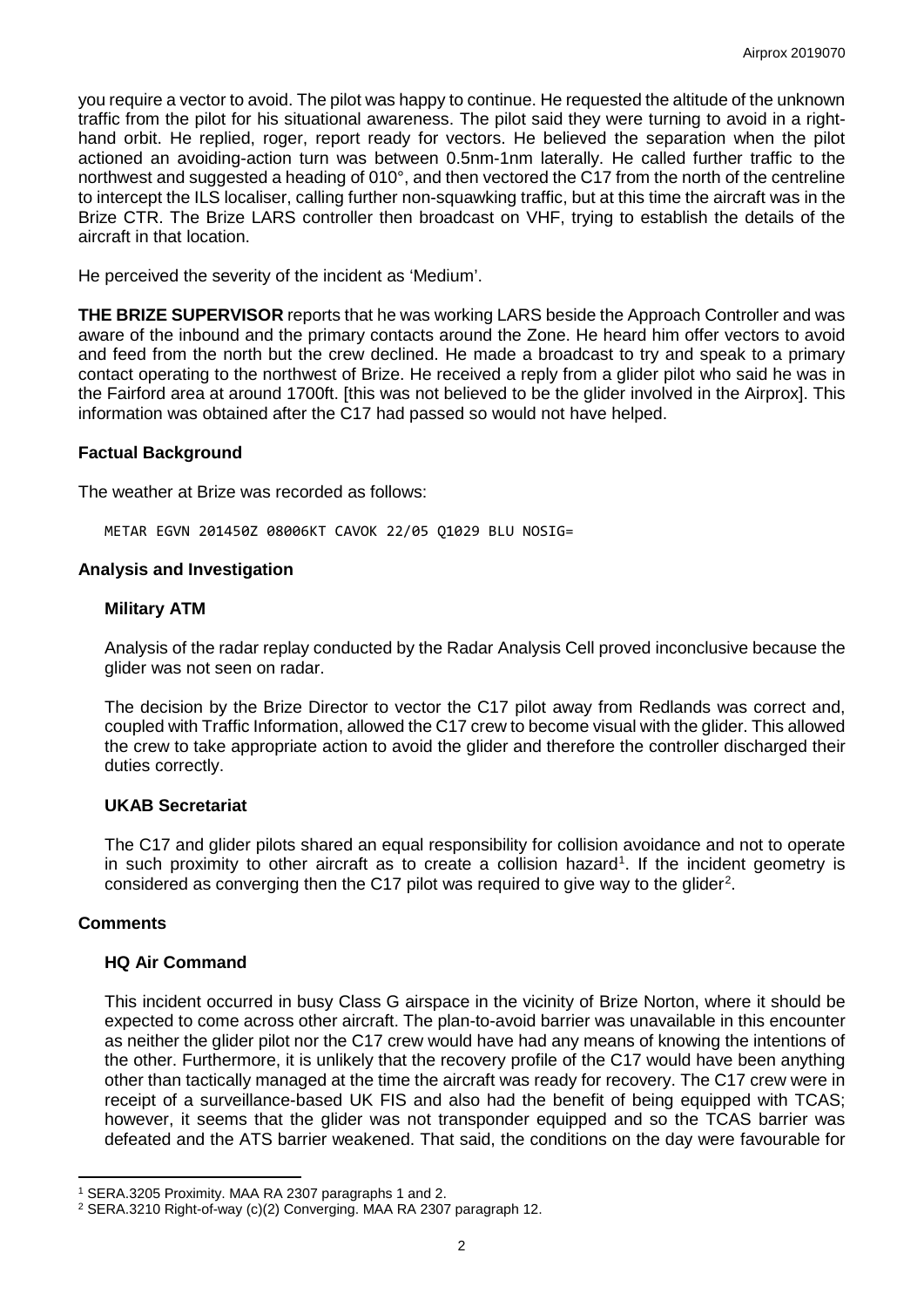you require a vector to avoid. The pilot was happy to continue. He requested the altitude of the unknown traffic from the pilot for his situational awareness. The pilot said they were turning to avoid in a right-hand orbit. He replied, roger, report ready for vectors. He believed the separation when the pilot actioned an avoiding-action turn was between 0.5nm-1nm laterally. He called further traffic to the northwest and suggested a heading of 010°, and then vectored the C17 from the north of the centreline to intercept the ILS localiser, calling further non-squawking traffic, but at this time the aircraft was in the Brize CTR. The Brize LARS controller then broadcast on VHF, trying to establish the details of the aircraft in that location.

He perceived the severity of the incident as 'Medium'.

**THE BRIZE SUPERVISOR** reports that he was working LARS beside the Approach Controller and was aware of the inbound and the primary contacts around the Zone. He heard him offer vectors to avoid and feed from the north but the crew declined. He made a broadcast to try and speak to a primary contact operating to the northwest of Brize. He received a reply from a glider pilot who said he was in the Fairford area at around 1700ft. [this was not believed to be the glider involved in the Airprox]. This information was obtained after the C17 had passed so would not have helped.

### Factual Background

The weather at Brize was recorded as follows:

```
METAR EGVN 201450Z 08006KT CAVOK 22/05 Q1029 BLU NOSIG=
```

### Analysis and Investigation

#### Military ATM

Analysis of the radar replay conducted by the Radar Analysis Cell proved inconclusive because the glider was not seen on radar.

The decision by the Brize Director to vector the C17 pilot away from Redlands was correct and, coupled with Traffic Information, allowed the C17 crew to become visual with the glider. This allowed the crew to take appropriate action to avoid the glider and therefore the controller discharged their duties correctly.

#### UKAB Secretariat

The C17 and glider pilots shared an equal responsibility for collision avoidance and not to operate in such proximity to other aircraft as to create a collision hazard[1]. If the incident geometry is considered as converging then the C17 pilot was required to give way to the glider[2].

### Comments

#### HQ Air Command

This incident occurred in busy Class G airspace in the vicinity of Brize Norton, where it should be expected to come across other aircraft. The plan-to-avoid barrier was unavailable in this encounter as neither the glider pilot nor the C17 crew would have had any means of knowing the intentions of the other. Furthermore, it is unlikely that the recovery profile of the C17 would have been anything other than tactically managed at the time the aircraft was ready for recovery. The C17 crew were in receipt of a surveillance-based UK FIS and also had the benefit of being equipped with TCAS; however, it seems that the glider was not transponder equipped and so the TCAS barrier was defeated and the ATS barrier weakened. That said, the conditions on the day were favourable for

[1] SERA.3205 Proximity. MAA RA 2307 paragraphs 1 and 2.

[2] SERA.3210 Right-of-way (c)(2) Converging. MAA RA 2307 paragraph 12.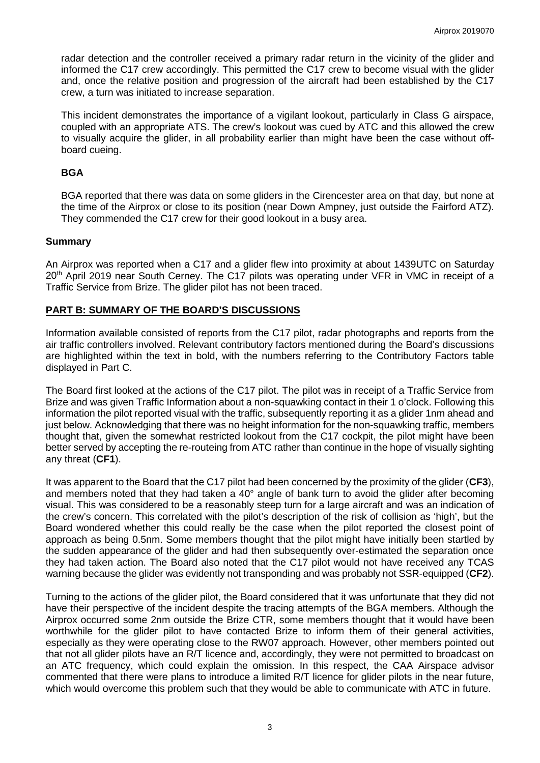radar detection and the controller received a primary radar return in the vicinity of the glider and informed the C17 crew accordingly. This permitted the C17 crew to become visual with the glider and, once the relative position and progression of the aircraft had been established by the C17 crew, a turn was initiated to increase separation.

This incident demonstrates the importance of a vigilant lookout, particularly in Class G airspace, coupled with an appropriate ATS. The crew's lookout was cued by ATC and this allowed the crew to visually acquire the glider, in all probability earlier than might have been the case without off-board cueing.

### BGA

BGA reported that there was data on some gliders in the Cirencester area on that day, but none at the time of the Airprox or close to its position (near Down Ampney, just outside the Fairford ATZ). They commended the C17 crew for their good lookout in a busy area.

## Summary

An Airprox was reported when a C17 and a glider flew into proximity at about 1439UTC on Saturday 20th April 2019 near South Cerney. The C17 pilots was operating under VFR in VMC in receipt of a Traffic Service from Brize. The glider pilot has not been traced.

## PART B: SUMMARY OF THE BOARD'S DISCUSSIONS

Information available consisted of reports from the C17 pilot, radar photographs and reports from the air traffic controllers involved. Relevant contributory factors mentioned during the Board's discussions are highlighted within the text in bold, with the numbers referring to the Contributory Factors table displayed in Part C.

The Board first looked at the actions of the C17 pilot. The pilot was in receipt of a Traffic Service from Brize and was given Traffic Information about a non-squawking contact in their 1 o'clock. Following this information the pilot reported visual with the traffic, subsequently reporting it as a glider 1nm ahead and just below. Acknowledging that there was no height information for the non-squawking traffic, members thought that, given the somewhat restricted lookout from the C17 cockpit, the pilot might have been better served by accepting the re-routeing from ATC rather than continue in the hope of visually sighting any threat (**CF1**).

It was apparent to the Board that the C17 pilot had been concerned by the proximity of the glider (**CF3**), and members noted that they had taken a 40° angle of bank turn to avoid the glider after becoming visual. This was considered to be a reasonably steep turn for a large aircraft and was an indication of the crew's concern. This correlated with the pilot's description of the risk of collision as 'high', but the Board wondered whether this could really be the case when the pilot reported the closest point of approach as being 0.5nm. Some members thought that the pilot might have initially been startled by the sudden appearance of the glider and had then subsequently over-estimated the separation once they had taken action. The Board also noted that the C17 pilot would not have received any TCAS warning because the glider was evidently not transponding and was probably not SSR-equipped (**CF2**).

Turning to the actions of the glider pilot, the Board considered that it was unfortunate that they did not have their perspective of the incident despite the tracing attempts of the BGA members. Although the Airprox occurred some 2nm outside the Brize CTR, some members thought that it would have been worthwhile for the glider pilot to have contacted Brize to inform them of their general activities, especially as they were operating close to the RW07 approach. However, other members pointed out that not all glider pilots have an R/T licence and, accordingly, they were not permitted to broadcast on an ATC frequency, which could explain the omission. In this respect, the CAA Airspace advisor commented that there were plans to introduce a limited R/T licence for glider pilots in the near future, which would overcome this problem such that they would be able to communicate with ATC in future.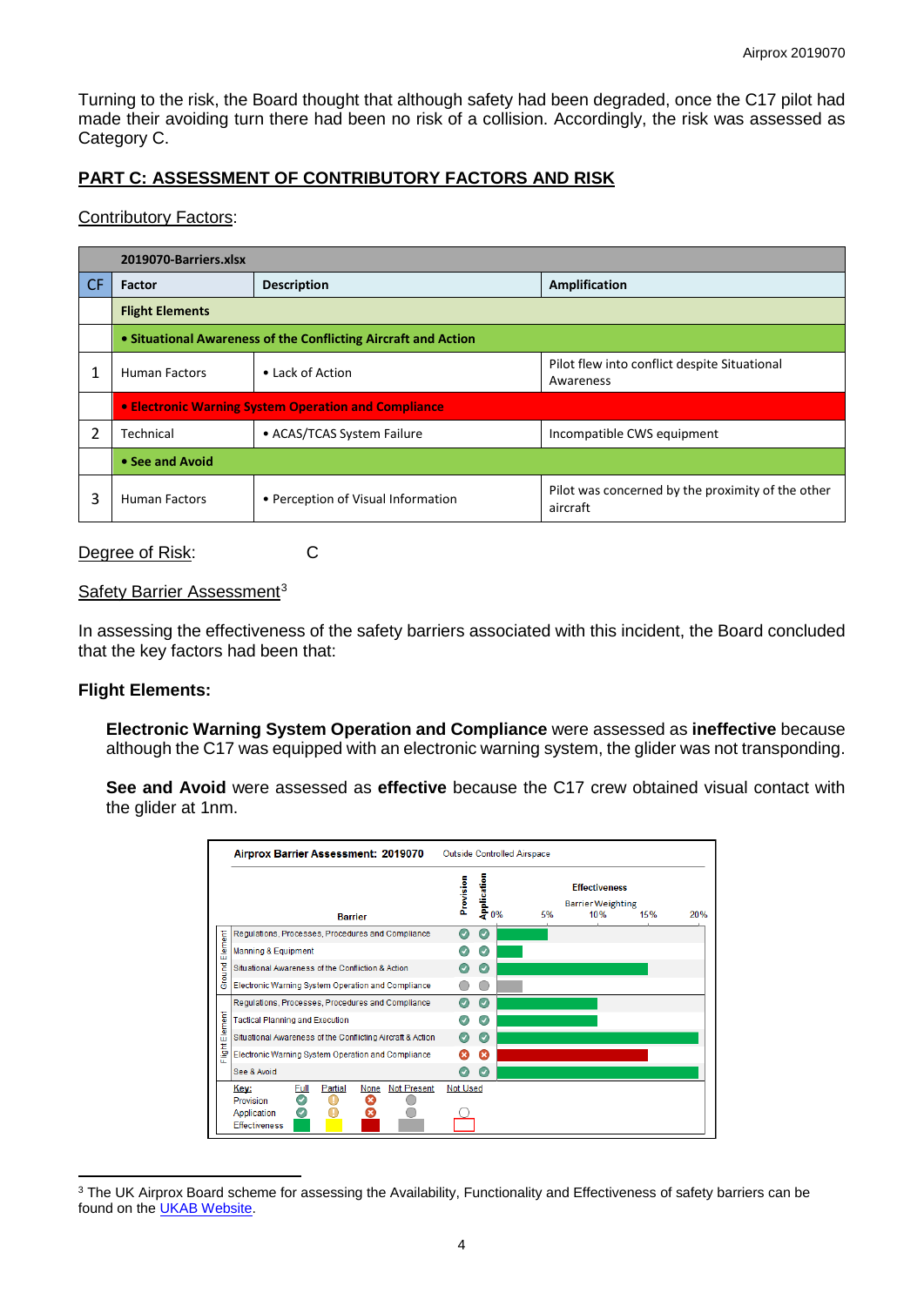Turning to the risk, the Board thought that although safety had been degraded, once the C17 pilot had made their avoiding turn there had been no risk of a collision. Accordingly, the risk was assessed as Category C.

## PART C: ASSESSMENT OF CONTRIBUTORY FACTORS AND RISK

Contributory Factors:

| | 2019070-Barriers.xlsx | | |
|---|---|---|---|
| CF | Factor | Description | Amplification |
| | **Flight Elements** | | |
| | **• Situational Awareness of the Conflicting Aircraft and Action** | | |
| 1 | Human Factors | • Lack of Action | Pilot flew into conflict despite Situational Awareness |
| | **• Electronic Warning System Operation and Compliance** | | |
| 2 | Technical | • ACAS/TCAS System Failure | Incompatible CWS equipment |
| | **• See and Avoid** | | |
| 3 | Human Factors | • Perception of Visual Information | Pilot was concerned by the proximity of the other aircraft |

Degree of Risk: C

Safety Barrier Assessment[3]

In assessing the effectiveness of the safety barriers associated with this incident, the Board concluded that the key factors had been that:

**Flight Elements:**

**Electronic Warning System Operation and Compliance** were assessed as **ineffective** because although the C17 was equipped with an electronic warning system, the glider was not transponding.

**See and Avoid** were assessed as **effective** because the C17 crew obtained visual contact with the glider at 1nm.

Airprox Barrier Assessment: 2019070
Outside Controlled Airspace

Barrier
Provision
Application
Effectiveness
Barrier Weighting
0% 5% 10% 15% 20%

Ground Element
Regulations, Processes, Procedures and Compliance
Manning & Equipment
Situational Awareness of the Confliction & Action
Electronic Warning System Operation and Compliance

Flight Element
Regulations, Processes, Procedures and Compliance
Tactical Planning and Execution
Situational Awareness of the Conflicting Aircraft & Action
Electronic Warning System Operation and Compliance
See & Avoid

Key: Full Partial None Not Present Not Used
Provision
Application
Effectiveness

[3] The UK Airprox Board scheme for assessing the Availability, Functionality and Effectiveness of safety barriers can be found on the UKAB Website.